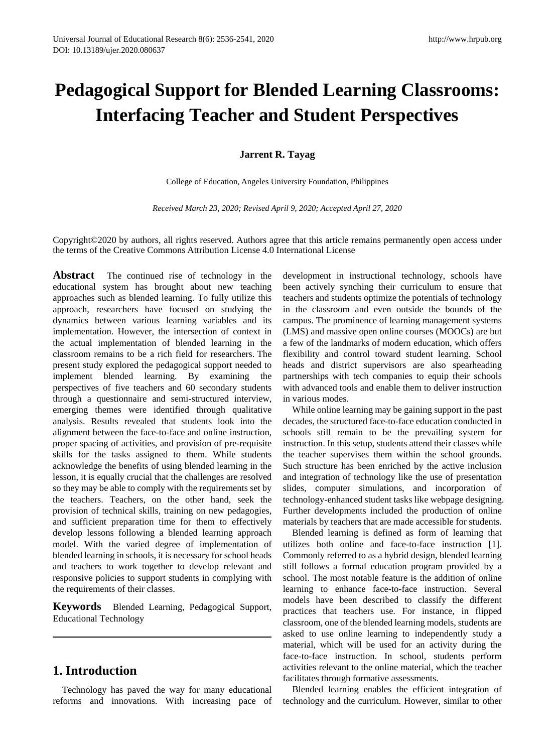# Pedagogical Support for Blended Learning Classrooms: Interfacing Teacher and Student Perspectives

**Jarrent R. Tayag**

College of Education, Angeles University Foundation, Philippines

*Received March 23, 2020; Revised April 9, 2020; Accepted April 27, 2020*

Copyright©2020 by authors, all rights reserved. Authors agree that this article remains permanently open access under the terms of the Creative Commons Attribution License 4.0 International License

**Abstract** The continued rise of technology in the educational system has brought about new teaching approaches such as blended learning. To fully utilize this approach, researchers have focused on studying the dynamics between various learning variables and its implementation. However, the intersection of context in the actual implementation of blended learning in the classroom remains to be a rich field for researchers. The present study explored the pedagogical support needed to implement blended learning. By examining the perspectives of five teachers and 60 secondary students through a questionnaire and semi-structured interview, emerging themes were identified through qualitative analysis. Results revealed that students look into the alignment between the face-to-face and online instruction, proper spacing of activities, and provision of pre-requisite skills for the tasks assigned to them. While students acknowledge the benefits of using blended learning in the lesson, it is equally crucial that the challenges are resolved so they may be able to comply with the requirements set by the teachers. Teachers, on the other hand, seek the provision of technical skills, training on new pedagogies, and sufficient preparation time for them to effectively develop lessons following a blended learning approach model. With the varied degree of implementation of blended learning in schools, it is necessary for school heads and teachers to work together to develop relevant and responsive policies to support students in complying with the requirements of their classes.

**Keywords** Blended Learning, Pedagogical Support, Educational Technology

## 1. Introduction

Technology has paved the way for many educational reforms and innovations. With increasing pace of development in instructional technology, schools have been actively synching their curriculum to ensure that teachers and students optimize the potentials of technology in the classroom and even outside the bounds of the campus. The prominence of learning management systems (LMS) and massive open online courses (MOOCs) are but a few of the landmarks of modern education, which offers flexibility and control toward student learning. School heads and district supervisors are also spearheading partnerships with tech companies to equip their schools with advanced tools and enable them to deliver instruction in various modes.

While online learning may be gaining support in the past decades, the structured face-to-face education conducted in schools still remain to be the prevailing system for instruction. In this setup, students attend their classes while the teacher supervises them within the school grounds. Such structure has been enriched by the active inclusion and integration of technology like the use of presentation slides, computer simulations, and incorporation of technology-enhanced student tasks like webpage designing. Further developments included the production of online materials by teachers that are made accessible for students.

Blended learning is defined as form of learning that utilizes both online and face-to-face instruction [1]. Commonly referred to as a hybrid design, blended learning still follows a formal education program provided by a school. The most notable feature is the addition of online learning to enhance face-to-face instruction. Several models have been described to classify the different practices that teachers use. For instance, in flipped classroom, one of the blended learning models, students are asked to use online learning to independently study a material, which will be used for an activity during the face-to-face instruction. In school, students perform activities relevant to the online material, which the teacher facilitates through formative assessments.

Blended learning enables the efficient integration of technology and the curriculum. However, similar to other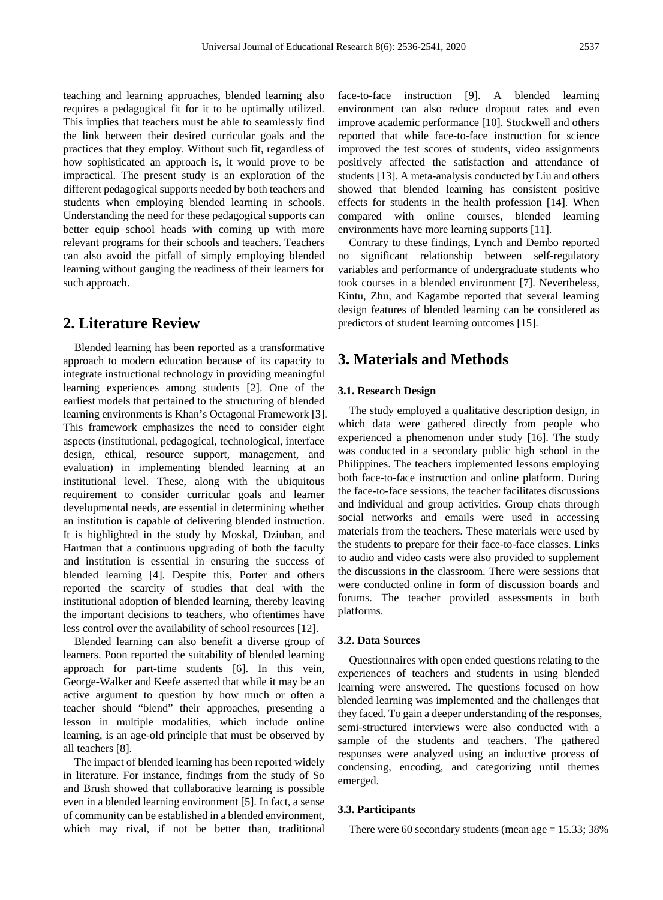teaching and learning approaches, blended learning also requires a pedagogical fit for it to be optimally utilized. This implies that teachers must be able to seamlessly find the link between their desired curricular goals and the practices that they employ. Without such fit, regardless of how sophisticated an approach is, it would prove to be impractical. The present study is an exploration of the different pedagogical supports needed by both teachers and students when employing blended learning in schools. Understanding the need for these pedagogical supports can better equip school heads with coming up with more relevant programs for their schools and teachers. Teachers can also avoid the pitfall of simply employing blended learning without gauging the readiness of their learners for such approach.

## 2. Literature Review

Blended learning has been reported as a transformative approach to modern education because of its capacity to integrate instructional technology in providing meaningful learning experiences among students [2]. One of the earliest models that pertained to the structuring of blended learning environments is Khan's Octagonal Framework [3]. This framework emphasizes the need to consider eight aspects (institutional, pedagogical, technological, interface design, ethical, resource support, management, and evaluation) in implementing blended learning at an institutional level. These, along with the ubiquitous requirement to consider curricular goals and learner developmental needs, are essential in determining whether an institution is capable of delivering blended instruction. It is highlighted in the study by Moskal, Dziuban, and Hartman that a continuous upgrading of both the faculty and institution is essential in ensuring the success of blended learning [4]. Despite this, Porter and others reported the scarcity of studies that deal with the institutional adoption of blended learning, thereby leaving the important decisions to teachers, who oftentimes have less control over the availability of school resources [12].

Blended learning can also benefit a diverse group of learners. Poon reported the suitability of blended learning approach for part-time students [6]. In this vein, George-Walker and Keefe asserted that while it may be an active argument to question by how much or often a teacher should "blend" their approaches, presenting a lesson in multiple modalities, which include online learning, is an age-old principle that must be observed by all teachers [8].

The impact of blended learning has been reported widely in literature. For instance, findings from the study of So and Brush showed that collaborative learning is possible even in a blended learning environment [5]. In fact, a sense of community can be established in a blended environment, which may rival, if not be better than, traditional face-to-face instruction [9]. A blended learning environment can also reduce dropout rates and even improve academic performance [10]. Stockwell and others reported that while face-to-face instruction for science improved the test scores of students, video assignments positively affected the satisfaction and attendance of students [13]. A meta-analysis conducted by Liu and others showed that blended learning has consistent positive effects for students in the health profession [14]. When compared with online courses, blended learning environments have more learning supports [11].

Contrary to these findings, Lynch and Dembo reported no significant relationship between self-regulatory variables and performance of undergraduate students who took courses in a blended environment [7]. Nevertheless, Kintu, Zhu, and Kagambe reported that several learning design features of blended learning can be considered as predictors of student learning outcomes [15].

## 3. Materials and Methods

### 3.1. Research Design

The study employed a qualitative description design, in which data were gathered directly from people who experienced a phenomenon under study [16]. The study was conducted in a secondary public high school in the Philippines. The teachers implemented lessons employing both face-to-face instruction and online platform. During the face-to-face sessions, the teacher facilitates discussions and individual and group activities. Group chats through social networks and emails were used in accessing materials from the teachers. These materials were used by the students to prepare for their face-to-face classes. Links to audio and video casts were also provided to supplement the discussions in the classroom. There were sessions that were conducted online in form of discussion boards and forums. The teacher provided assessments in both platforms.

### 3.2. Data Sources

Questionnaires with open ended questions relating to the experiences of teachers and students in using blended learning were answered. The questions focused on how blended learning was implemented and the challenges that they faced. To gain a deeper understanding of the responses, semi-structured interviews were also conducted with a sample of the students and teachers. The gathered responses were analyzed using an inductive process of condensing, encoding, and categorizing until themes emerged.

### 3.3. Participants

There were 60 secondary students (mean age = 15.33; 38%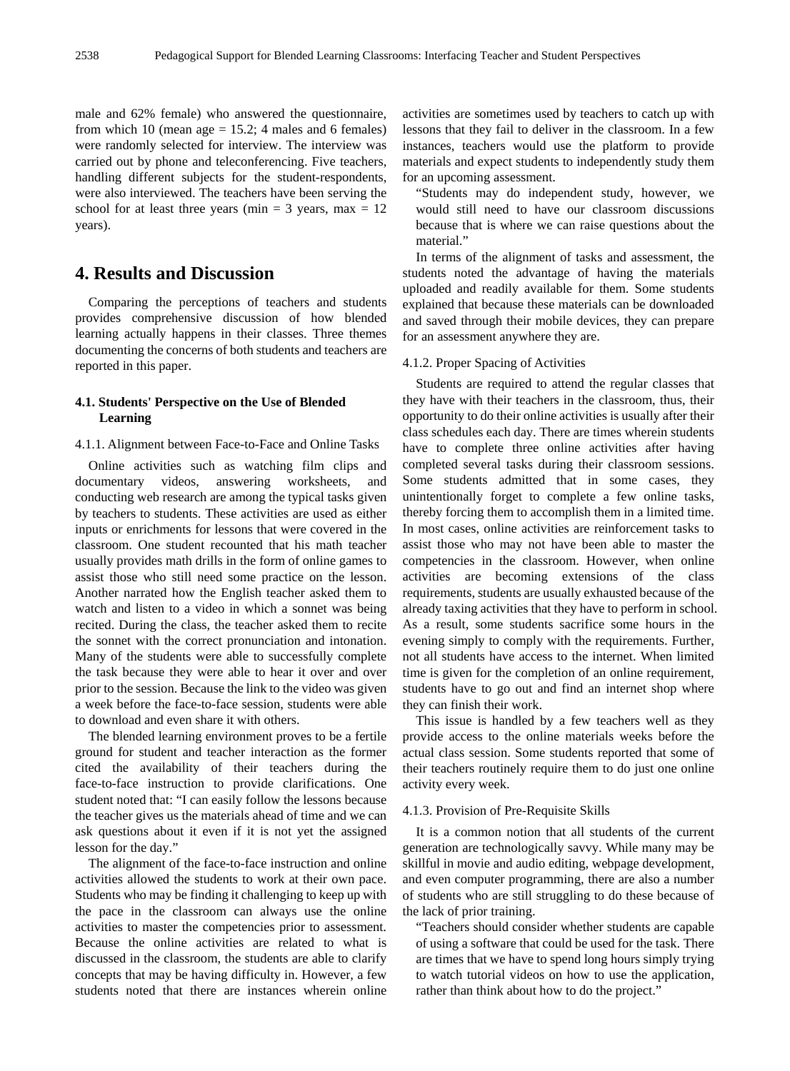male and 62% female) who answered the questionnaire, from which 10 (mean age = 15.2; 4 males and 6 females) were randomly selected for interview. The interview was carried out by phone and teleconferencing. Five teachers, handling different subjects for the student-respondents, were also interviewed. The teachers have been serving the school for at least three years (min = 3 years, max = 12 years).

# 4. Results and Discussion

Comparing the perceptions of teachers and students provides comprehensive discussion of how blended learning actually happens in their classes. Three themes documenting the concerns of both students and teachers are reported in this paper.

### 4.1. Students' Perspective on the Use of Blended Learning

#### 4.1.1. Alignment between Face-to-Face and Online Tasks

Online activities such as watching film clips and documentary videos, answering worksheets, and conducting web research are among the typical tasks given by teachers to students. These activities are used as either inputs or enrichments for lessons that were covered in the classroom. One student recounted that his math teacher usually provides math drills in the form of online games to assist those who still need some practice on the lesson. Another narrated how the English teacher asked them to watch and listen to a video in which a sonnet was being recited. During the class, the teacher asked them to recite the sonnet with the correct pronunciation and intonation. Many of the students were able to successfully complete the task because they were able to hear it over and over prior to the session. Because the link to the video was given a week before the face-to-face session, students were able to download and even share it with others.

The blended learning environment proves to be a fertile ground for student and teacher interaction as the former cited the availability of their teachers during the face-to-face instruction to provide clarifications. One student noted that: "I can easily follow the lessons because the teacher gives us the materials ahead of time and we can ask questions about it even if it is not yet the assigned lesson for the day."

The alignment of the face-to-face instruction and online activities allowed the students to work at their own pace. Students who may be finding it challenging to keep up with the pace in the classroom can always use the online activities to master the competencies prior to assessment. Because the online activities are related to what is discussed in the classroom, the students are able to clarify concepts that may be having difficulty in. However, a few students noted that there are instances wherein online activities are sometimes used by teachers to catch up with lessons that they fail to deliver in the classroom. In a few instances, teachers would use the platform to provide materials and expect students to independently study them for an upcoming assessment.

> "Students may do independent study, however, we would still need to have our classroom discussions because that is where we can raise questions about the material."

In terms of the alignment of tasks and assessment, the students noted the advantage of having the materials uploaded and readily available for them. Some students explained that because these materials can be downloaded and saved through their mobile devices, they can prepare for an assessment anywhere they are.

#### 4.1.2. Proper Spacing of Activities

Students are required to attend the regular classes that they have with their teachers in the classroom, thus, their opportunity to do their online activities is usually after their class schedules each day. There are times wherein students have to complete three online activities after having completed several tasks during their classroom sessions. Some students admitted that in some cases, they unintentionally forget to complete a few online tasks, thereby forcing them to accomplish them in a limited time. In most cases, online activities are reinforcement tasks to assist those who may not have been able to master the competencies in the classroom. However, when online activities are becoming extensions of the class requirements, students are usually exhausted because of the already taxing activities that they have to perform in school. As a result, some students sacrifice some hours in the evening simply to comply with the requirements. Further, not all students have access to the internet. When limited time is given for the completion of an online requirement, students have to go out and find an internet shop where they can finish their work.

This issue is handled by a few teachers well as they provide access to the online materials weeks before the actual class session. Some students reported that some of their teachers routinely require them to do just one online activity every week.

#### 4.1.3. Provision of Pre-Requisite Skills

It is a common notion that all students of the current generation are technologically savvy. While many may be skillful in movie and audio editing, webpage development, and even computer programming, there are also a number of students who are still struggling to do these because of the lack of prior training.

> "Teachers should consider whether students are capable of using a software that could be used for the task. There are times that we have to spend long hours simply trying to watch tutorial videos on how to use the application, rather than think about how to do the project."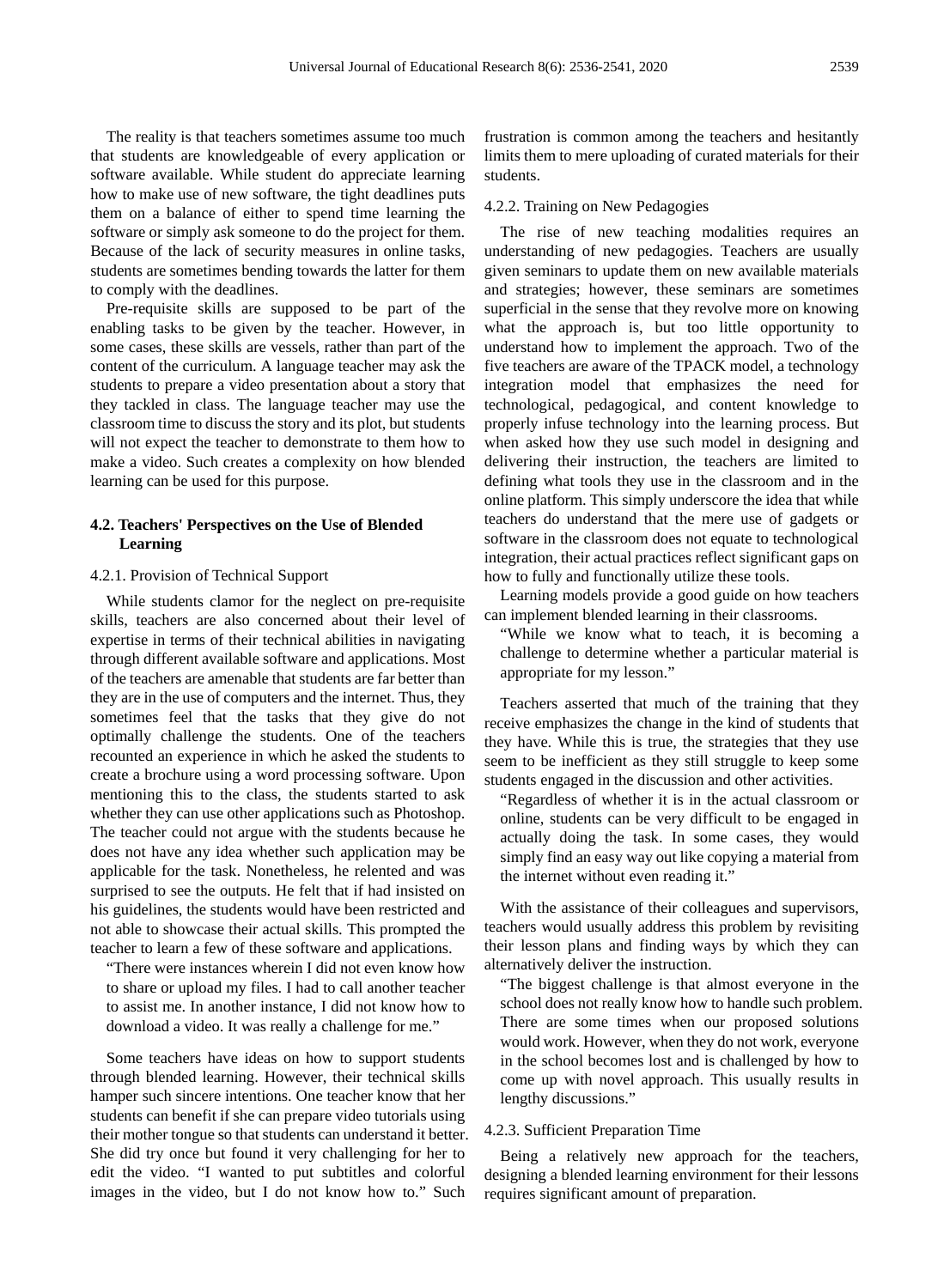The reality is that teachers sometimes assume too much that students are knowledgeable of every application or software available. While student do appreciate learning how to make use of new software, the tight deadlines puts them on a balance of either to spend time learning the software or simply ask someone to do the project for them. Because of the lack of security measures in online tasks, students are sometimes bending towards the latter for them to comply with the deadlines.

Pre-requisite skills are supposed to be part of the enabling tasks to be given by the teacher. However, in some cases, these skills are vessels, rather than part of the content of the curriculum. A language teacher may ask the students to prepare a video presentation about a story that they tackled in class. The language teacher may use the classroom time to discuss the story and its plot, but students will not expect the teacher to demonstrate to them how to make a video. Such creates a complexity on how blended learning can be used for this purpose.

### 4.2. Teachers' Perspectives on the Use of Blended Learning

#### 4.2.1. Provision of Technical Support

While students clamor for the neglect on pre-requisite skills, teachers are also concerned about their level of expertise in terms of their technical abilities in navigating through different available software and applications. Most of the teachers are amenable that students are far better than they are in the use of computers and the internet. Thus, they sometimes feel that the tasks that they give do not optimally challenge the students. One of the teachers recounted an experience in which he asked the students to create a brochure using a word processing software. Upon mentioning this to the class, the students started to ask whether they can use other applications such as Photoshop. The teacher could not argue with the students because he does not have any idea whether such application may be applicable for the task. Nonetheless, he relented and was surprised to see the outputs. He felt that if had insisted on his guidelines, the students would have been restricted and not able to showcase their actual skills. This prompted the teacher to learn a few of these software and applications.

> "There were instances wherein I did not even know how to share or upload my files. I had to call another teacher to assist me. In another instance, I did not know how to download a video. It was really a challenge for me."

Some teachers have ideas on how to support students through blended learning. However, their technical skills hamper such sincere intentions. One teacher know that her students can benefit if she can prepare video tutorials using their mother tongue so that students can understand it better. She did try once but found it very challenging for her to edit the video. "I wanted to put subtitles and colorful images in the video, but I do not know how to." Such frustration is common among the teachers and hesitantly limits them to mere uploading of curated materials for their students.

#### 4.2.2. Training on New Pedagogies

The rise of new teaching modalities requires an understanding of new pedagogies. Teachers are usually given seminars to update them on new available materials and strategies; however, these seminars are sometimes superficial in the sense that they revolve more on knowing what the approach is, but too little opportunity to understand how to implement the approach. Two of the five teachers are aware of the TPACK model, a technology integration model that emphasizes the need for technological, pedagogical, and content knowledge to properly infuse technology into the learning process. But when asked how they use such model in designing and delivering their instruction, the teachers are limited to defining what tools they use in the classroom and in the online platform. This simply underscore the idea that while teachers do understand that the mere use of gadgets or software in the classroom does not equate to technological integration, their actual practices reflect significant gaps on how to fully and functionally utilize these tools.

Learning models provide a good guide on how teachers can implement blended learning in their classrooms.

> "While we know what to teach, it is becoming a challenge to determine whether a particular material is appropriate for my lesson."

Teachers asserted that much of the training that they receive emphasizes the change in the kind of students that they have. While this is true, the strategies that they use seem to be inefficient as they still struggle to keep some students engaged in the discussion and other activities.

> "Regardless of whether it is in the actual classroom or online, students can be very difficult to be engaged in actually doing the task. In some cases, they would simply find an easy way out like copying a material from the internet without even reading it."

With the assistance of their colleagues and supervisors, teachers would usually address this problem by revisiting their lesson plans and finding ways by which they can alternatively deliver the instruction.

> "The biggest challenge is that almost everyone in the school does not really know how to handle such problem. There are some times when our proposed solutions would work. However, when they do not work, everyone in the school becomes lost and is challenged by how to come up with novel approach. This usually results in lengthy discussions."

#### 4.2.3. Sufficient Preparation Time

Being a relatively new approach for the teachers, designing a blended learning environment for their lessons requires significant amount of preparation.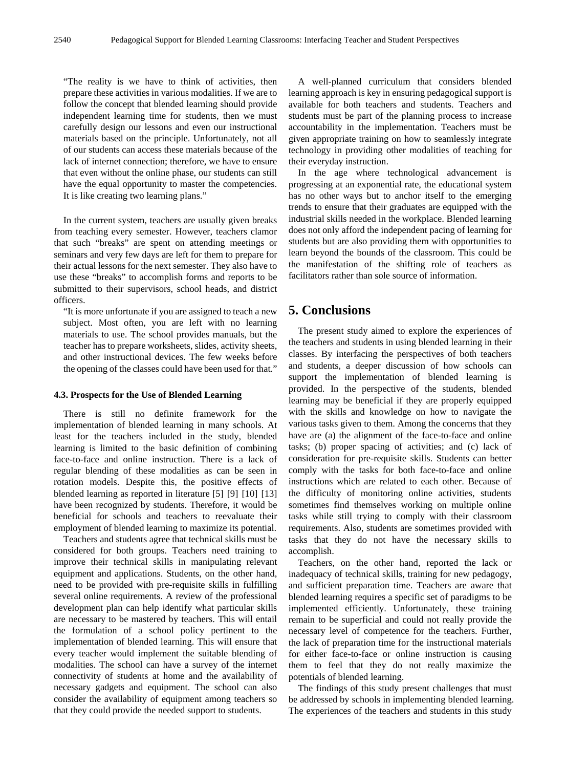"The reality is we have to think of activities, then prepare these activities in various modalities. If we are to follow the concept that blended learning should provide independent learning time for students, then we must carefully design our lessons and even our instructional materials based on the principle. Unfortunately, not all of our students can access these materials because of the lack of internet connection; therefore, we have to ensure that even without the online phase, our students can still have the equal opportunity to master the competencies. It is like creating two learning plans."

In the current system, teachers are usually given breaks from teaching every semester. However, teachers clamor that such "breaks" are spent on attending meetings or seminars and very few days are left for them to prepare for their actual lessons for the next semester. They also have to use these "breaks" to accomplish forms and reports to be submitted to their supervisors, school heads, and district officers.

"It is more unfortunate if you are assigned to teach a new subject. Most often, you are left with no learning materials to use. The school provides manuals, but the teacher has to prepare worksheets, slides, activity sheets, and other instructional devices. The few weeks before the opening of the classes could have been used for that."

### 4.3. Prospects for the Use of Blended Learning

There is still no definite framework for the implementation of blended learning in many schools. At least for the teachers included in the study, blended learning is limited to the basic definition of combining face-to-face and online instruction. There is a lack of regular blending of these modalities as can be seen in rotation models. Despite this, the positive effects of blended learning as reported in literature [5] [9] [10] [13] have been recognized by students. Therefore, it would be beneficial for schools and teachers to reevaluate their employment of blended learning to maximize its potential.

Teachers and students agree that technical skills must be considered for both groups. Teachers need training to improve their technical skills in manipulating relevant equipment and applications. Students, on the other hand, need to be provided with pre-requisite skills in fulfilling several online requirements. A review of the professional development plan can help identify what particular skills are necessary to be mastered by teachers. This will entail the formulation of a school policy pertinent to the implementation of blended learning. This will ensure that every teacher would implement the suitable blending of modalities. The school can have a survey of the internet connectivity of students at home and the availability of necessary gadgets and equipment. The school can also consider the availability of equipment among teachers so that they could provide the needed support to students.

A well-planned curriculum that considers blended learning approach is key in ensuring pedagogical support is available for both teachers and students. Teachers and students must be part of the planning process to increase accountability in the implementation. Teachers must be given appropriate training on how to seamlessly integrate technology in providing other modalities of teaching for their everyday instruction.

In the age where technological advancement is progressing at an exponential rate, the educational system has no other ways but to anchor itself to the emerging trends to ensure that their graduates are equipped with the industrial skills needed in the workplace. Blended learning does not only afford the independent pacing of learning for students but are also providing them with opportunities to learn beyond the bounds of the classroom. This could be the manifestation of the shifting role of teachers as facilitators rather than sole source of information.

## 5. Conclusions

The present study aimed to explore the experiences of the teachers and students in using blended learning in their classes. By interfacing the perspectives of both teachers and students, a deeper discussion of how schools can support the implementation of blended learning is provided. In the perspective of the students, blended learning may be beneficial if they are properly equipped with the skills and knowledge on how to navigate the various tasks given to them. Among the concerns that they have are (a) the alignment of the face-to-face and online tasks; (b) proper spacing of activities; and (c) lack of consideration for pre-requisite skills. Students can better comply with the tasks for both face-to-face and online instructions which are related to each other. Because of the difficulty of monitoring online activities, students sometimes find themselves working on multiple online tasks while still trying to comply with their classroom requirements. Also, students are sometimes provided with tasks that they do not have the necessary skills to accomplish.

Teachers, on the other hand, reported the lack or inadequacy of technical skills, training for new pedagogy, and sufficient preparation time. Teachers are aware that blended learning requires a specific set of paradigms to be implemented efficiently. Unfortunately, these training remain to be superficial and could not really provide the necessary level of competence for the teachers. Further, the lack of preparation time for the instructional materials for either face-to-face or online instruction is causing them to feel that they do not really maximize the potentials of blended learning.

The findings of this study present challenges that must be addressed by schools in implementing blended learning. The experiences of the teachers and students in this study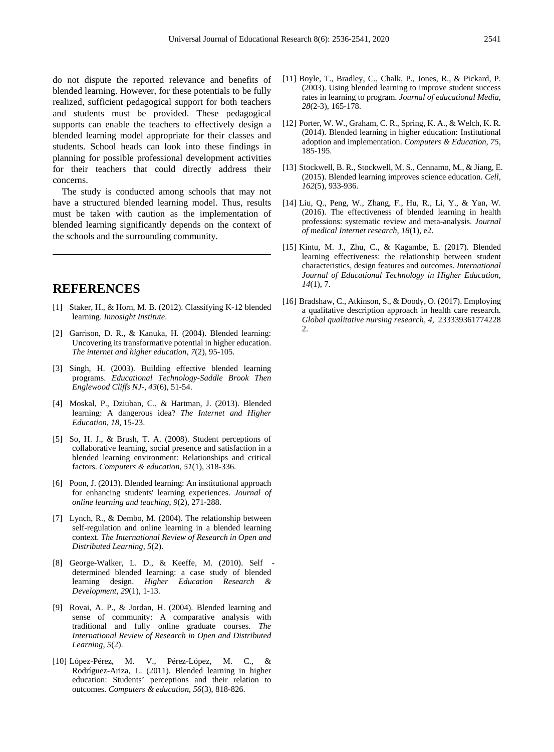do not dispute the reported relevance and benefits of blended learning. However, for these potentials to be fully realized, sufficient pedagogical support for both teachers and students must be provided. These pedagogical supports can enable the teachers to effectively design a blended learning model appropriate for their classes and students. School heads can look into these findings in planning for possible professional development activities for their teachers that could directly address their concerns.

The study is conducted among schools that may not have a structured blended learning model. Thus, results must be taken with caution as the implementation of blended learning significantly depends on the context of the schools and the surrounding community.

## REFERENCES

[1] Staker, H., & Horn, M. B. (2012). Classifying K-12 blended learning. *Innosight Institute*.

[2] Garrison, D. R., & Kanuka, H. (2004). Blended learning: Uncovering its transformative potential in higher education. *The internet and higher education, 7*(2), 95-105.

[3] Singh, H. (2003). Building effective blended learning programs. *Educational Technology-Saddle Brook Then Englewood Cliffs NJ-, 43*(6), 51-54.

[4] Moskal, P., Dziuban, C., & Hartman, J. (2013). Blended learning: A dangerous idea? *The Internet and Higher Education, 18*, 15-23.

[5] So, H. J., & Brush, T. A. (2008). Student perceptions of collaborative learning, social presence and satisfaction in a blended learning environment: Relationships and critical factors. *Computers & education, 51*(1), 318-336.

[6] Poon, J. (2013). Blended learning: An institutional approach for enhancing students' learning experiences. *Journal of online learning and teaching, 9*(2), 271-288.

[7] Lynch, R., & Dembo, M. (2004). The relationship between self-regulation and online learning in a blended learning context. *The International Review of Research in Open and Distributed Learning, 5*(2).

[8] George-Walker, L. D., & Keeffe, M. (2010). Self - determined blended learning: a case study of blended learning design. *Higher Education Research & Development, 29*(1), 1-13.

[9] Rovai, A. P., & Jordan, H. (2004). Blended learning and sense of community: A comparative analysis with traditional and fully online graduate courses. *The International Review of Research in Open and Distributed Learning, 5*(2).

[10] López-Pérez, M. V., Pérez-López, M. C., & Rodríguez-Ariza, L. (2011). Blended learning in higher education: Students' perceptions and their relation to outcomes. *Computers & education, 56*(3), 818-826.

[11] Boyle, T., Bradley, C., Chalk, P., Jones, R., & Pickard, P. (2003). Using blended learning to improve student success rates in learning to program. *Journal of educational Media, 28*(2-3), 165-178.

[12] Porter, W. W., Graham, C. R., Spring, K. A., & Welch, K. R. (2014). Blended learning in higher education: Institutional adoption and implementation. *Computers & Education, 75*, 185-195.

[13] Stockwell, B. R., Stockwell, M. S., Cennamo, M., & Jiang, E. (2015). Blended learning improves science education. *Cell, 162*(5), 933-936.

[14] Liu, Q., Peng, W., Zhang, F., Hu, R., Li, Y., & Yan, W. (2016). The effectiveness of blended learning in health professions: systematic review and meta-analysis. *Journal of medical Internet research, 18*(1), e2.

[15] Kintu, M. J., Zhu, C., & Kagambe, E. (2017). Blended learning effectiveness: the relationship between student characteristics, design features and outcomes. *International Journal of Educational Technology in Higher Education, 14*(1), 7.

[16] Bradshaw, C., Atkinson, S., & Doody, O. (2017). Employing a qualitative description approach in health care research. *Global qualitative nursing research, 4*, 2333393617742282.